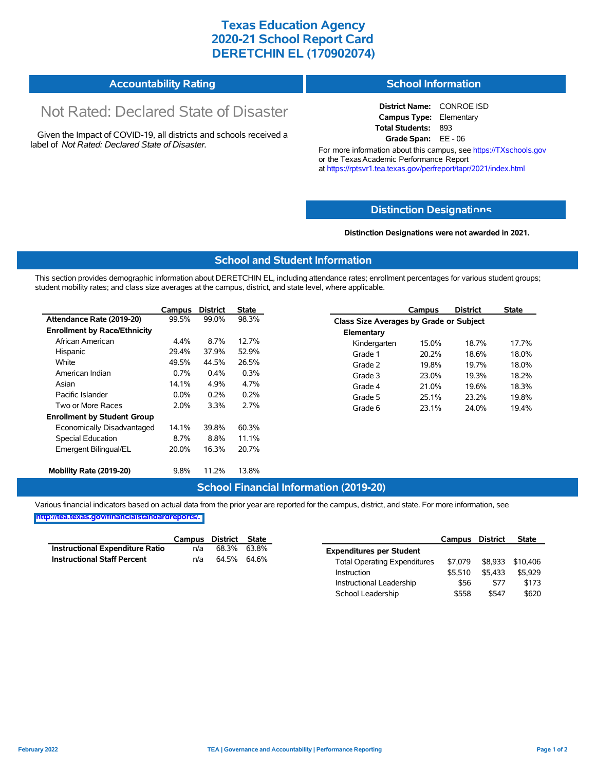# Texas Education Agency
# 2020-21 School Report Card
# DERETCHIN EL (170902074)

## Accountability Rating

Not Rated: Declared State of Disaster

Given the Impact of COVID-19, all districts and schools received a label of *Not Rated: Declared State of Disaster*.

## School Information

**District Name:** CONROE ISD
**Campus Type:** Elementary
**Total Students:** 893
**Grade Span:** EE - 06

For more information about this campus, see https://TXschools.gov or the Texas Academic Performance Report at https://rptsvr1.tea.texas.gov/perfreport/tapr/2021/index.html

## Distinction Designations

**Distinction Designations were not awarded in 2021.**

## School and Student Information

This section provides demographic information about DERETCHIN EL, including attendance rates; enrollment percentages for various student groups; student mobility rates; and class size averages at the campus, district, and state level, where applicable.

| | Campus | District | State |
|---|---|---|---|
| **Attendance Rate (2019-20)** | 99.5% | 99.0% | 98.3% |
| **Enrollment by Race/Ethnicity** | | | |
| African American | 4.4% | 8.7% | 12.7% |
| Hispanic | 29.4% | 37.9% | 52.9% |
| White | 49.5% | 44.5% | 26.5% |
| American Indian | 0.7% | 0.4% | 0.3% |
| Asian | 14.1% | 4.9% | 4.7% |
| Pacific Islander | 0.0% | 0.2% | 0.2% |
| Two or More Races | 2.0% | 3.3% | 2.7% |
| **Enrollment by Student Group** | | | |
| Economically Disadvantaged | 14.1% | 39.8% | 60.3% |
| Special Education | 8.7% | 8.8% | 11.1% |
| Emergent Bilingual/EL | 20.0% | 16.3% | 20.7% |
| **Mobility Rate (2019-20)** | 9.8% | 11.2% | 13.8% |

| | Campus | District | State |
|---|---|---|---|
| **Class Size Averages by Grade or Subject** | | | |
| **Elementary** | | | |
| Kindergarten | 15.0% | 18.7% | 17.7% |
| Grade 1 | 20.2% | 18.6% | 18.0% |
| Grade 2 | 19.8% | 19.7% | 18.0% |
| Grade 3 | 23.0% | 19.3% | 18.2% |
| Grade 4 | 21.0% | 19.6% | 18.3% |
| Grade 5 | 25.1% | 23.2% | 19.8% |
| Grade 6 | 23.1% | 24.0% | 19.4% |

## School Financial Information (2019-20)

Various financial indicators based on actual data from the prior year are reported for the campus, district, and state. For more information, see http://tea.texas.gov/financialstandardreports/.

| | Campus | District | State |
|---|---|---|---|
| **Instructional Expenditure Ratio** | n/a | 68.3% | 63.8% |
| **Instructional Staff Percent** | n/a | 64.5% | 64.6% |

| | Campus | District | State |
|---|---|---|---|
| **Expenditures per Student** | | | |
| Total Operating Expenditures | $7,079 | $8,933 | $10,406 |
| Instruction | $5,510 | $5,433 | $5,929 |
| Instructional Leadership | $56 | $77 | $173 |
| School Leadership | $558 | $547 | $620 |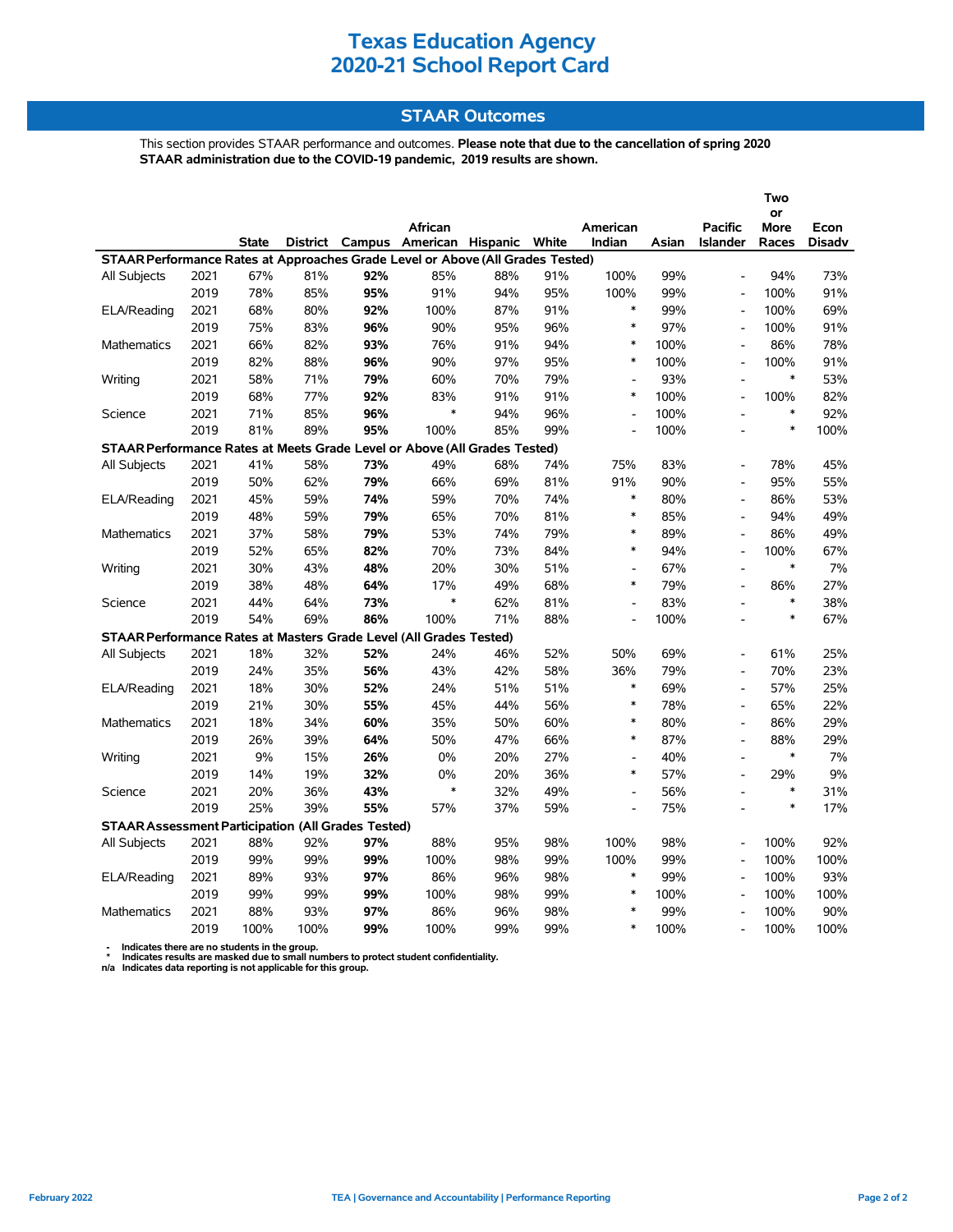# Texas Education Agency
# 2020-21 School Report Card

## STAAR Outcomes

This section provides STAAR performance and outcomes. **Please note that due to the cancellation of spring 2020 STAAR administration due to the COVID-19 pandemic, 2019 results are shown.**

| | | State | District | Campus | African American | Hispanic | White | American Indian | Asian | Pacific Islander | Two or More Races | Econ Disadv |
|---|---|---|---|---|---|---|---|---|---|---|---|---|
| **STAAR Performance Rates at Approaches Grade Level or Above (All Grades Tested)** | | | | | | | | | | | | |
| All Subjects | 2021 | 67% | 81% | **92%** | 85% | 88% | 91% | 100% | 99% | - | 94% | 73% |
| | 2019 | 78% | 85% | **95%** | 91% | 94% | 95% | 100% | 99% | - | 100% | 91% |
| ELA/Reading | 2021 | 68% | 80% | **92%** | 100% | 87% | 91% | * | 99% | - | 100% | 69% |
| | 2019 | 75% | 83% | **96%** | 90% | 95% | 96% | * | 97% | - | 100% | 91% |
| Mathematics | 2021 | 66% | 82% | **93%** | 76% | 91% | 94% | * | 100% | - | 86% | 78% |
| | 2019 | 82% | 88% | **96%** | 90% | 97% | 95% | * | 100% | - | 100% | 91% |
| Writing | 2021 | 58% | 71% | **79%** | 60% | 70% | 79% | - | 93% | - | * | 53% |
| | 2019 | 68% | 77% | **92%** | 83% | 91% | 91% | * | 100% | - | 100% | 82% |
| Science | 2021 | 71% | 85% | **96%** | * | 94% | 96% | - | 100% | - | * | 92% |
| | 2019 | 81% | 89% | **95%** | 100% | 85% | 99% | - | 100% | - | * | 100% |
| **STAAR Performance Rates at Meets Grade Level or Above (All Grades Tested)** | | | | | | | | | | | | |
| All Subjects | 2021 | 41% | 58% | **73%** | 49% | 68% | 74% | 75% | 83% | - | 78% | 45% |
| | 2019 | 50% | 62% | **79%** | 66% | 69% | 81% | 91% | 90% | - | 95% | 55% |
| ELA/Reading | 2021 | 45% | 59% | **74%** | 59% | 70% | 74% | * | 80% | - | 86% | 53% |
| | 2019 | 48% | 59% | **79%** | 65% | 70% | 81% | * | 85% | - | 94% | 49% |
| Mathematics | 2021 | 37% | 58% | **79%** | 53% | 74% | 79% | * | 89% | - | 86% | 49% |
| | 2019 | 52% | 65% | **82%** | 70% | 73% | 84% | * | 94% | - | 100% | 67% |
| Writing | 2021 | 30% | 43% | **48%** | 20% | 30% | 51% | - | 67% | - | * | 7% |
| | 2019 | 38% | 48% | **64%** | 17% | 49% | 68% | * | 79% | - | 86% | 27% |
| Science | 2021 | 44% | 64% | **73%** | * | 62% | 81% | - | 83% | - | * | 38% |
| | 2019 | 54% | 69% | **86%** | 100% | 71% | 88% | - | 100% | - | * | 67% |
| **STAAR Performance Rates at Masters Grade Level (All Grades Tested)** | | | | | | | | | | | | |
| All Subjects | 2021 | 18% | 32% | **52%** | 24% | 46% | 52% | 50% | 69% | - | 61% | 25% |
| | 2019 | 24% | 35% | **56%** | 43% | 42% | 58% | 36% | 79% | - | 70% | 23% |
| ELA/Reading | 2021 | 18% | 30% | **52%** | 24% | 51% | 51% | * | 69% | - | 57% | 25% |
| | 2019 | 21% | 30% | **55%** | 45% | 44% | 56% | * | 78% | - | 65% | 22% |
| Mathematics | 2021 | 18% | 34% | **60%** | 35% | 50% | 60% | * | 80% | - | 86% | 29% |
| | 2019 | 26% | 39% | **64%** | 50% | 47% | 66% | * | 87% | - | 88% | 29% |
| Writing | 2021 | 9% | 15% | **26%** | 0% | 20% | 27% | - | 40% | - | * | 7% |
| | 2019 | 14% | 19% | **32%** | 0% | 20% | 36% | * | 57% | - | 29% | 9% |
| Science | 2021 | 20% | 36% | **43%** | * | 32% | 49% | - | 56% | - | * | 31% |
| | 2019 | 25% | 39% | **55%** | 57% | 37% | 59% | - | 75% | - | * | 17% |
| **STAAR Assessment Participation (All Grades Tested)** | | | | | | | | | | | | |
| All Subjects | 2021 | 88% | 92% | **97%** | 88% | 95% | 98% | 100% | 98% | - | 100% | 92% |
| | 2019 | 99% | 99% | **99%** | 100% | 98% | 99% | 100% | 99% | - | 100% | 100% |
| ELA/Reading | 2021 | 89% | 93% | **97%** | 86% | 96% | 98% | * | 99% | - | 100% | 93% |
| | 2019 | 99% | 99% | **99%** | 100% | 98% | 99% | * | 100% | - | 100% | 100% |
| Mathematics | 2021 | 88% | 93% | **97%** | 86% | 96% | 98% | * | 99% | - | 100% | 90% |
| | 2019 | 100% | 100% | **99%** | 100% | 99% | 99% | * | 100% | - | 100% | 100% |

**- Indicates there are no students in the group.**
**\* Indicates results are masked due to small numbers to protect student confidentiality.**
**n/a Indicates data reporting is not applicable for this group.**